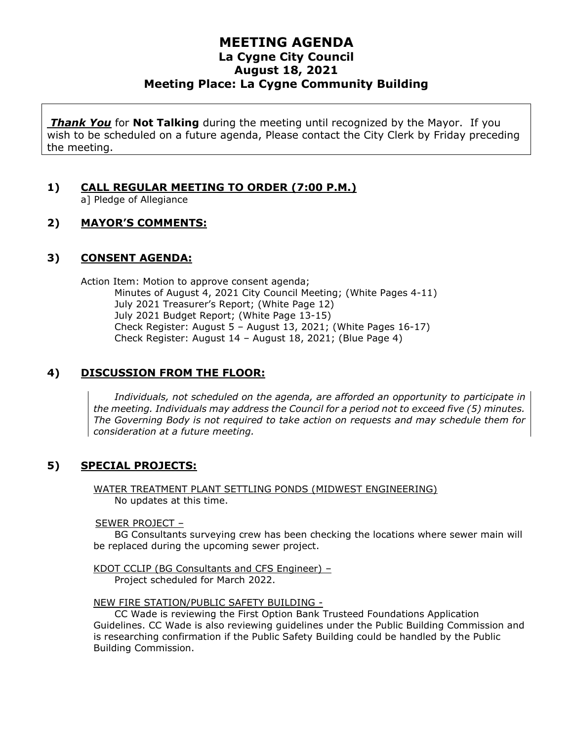# MEETING AGENDA

## La Cygne City Council

## August 18, 2021

## Meeting Place: La Cygne Community Building

***Thank You*** for **Not Talking** during the meeting until recognized by the Mayor. If you wish to be scheduled on a future agenda, Please contact the City Clerk by Friday preceding the meeting.

### 1) CALL REGULAR MEETING TO ORDER (7:00 P.M.)

a] Pledge of Allegiance

### 2) MAYOR'S COMMENTS:

### 3) CONSENT AGENDA:

Action Item: Motion to approve consent agenda;

- Minutes of August 4, 2021 City Council Meeting; (White Pages 4-11)
- July 2021 Treasurer's Report; (White Page 12)
- July 2021 Budget Report; (White Page 13-15)
- Check Register: August 5 – August 13, 2021; (White Pages 16-17)
- Check Register: August 14 – August 18, 2021; (Blue Page 4)

### 4) DISCUSSION FROM THE FLOOR:

*Individuals, not scheduled on the agenda, are afforded an opportunity to participate in the meeting. Individuals may address the Council for a period not to exceed five (5) minutes. The Governing Body is not required to take action on requests and may schedule them for consideration at a future meeting.*

### 5) SPECIAL PROJECTS:

WATER TREATMENT PLANT SETTLING PONDS (MIDWEST ENGINEERING)

No updates at this time.

SEWER PROJECT –

BG Consultants surveying crew has been checking the locations where sewer main will be replaced during the upcoming sewer project.

KDOT CCLIP (BG Consultants and CFS Engineer) –

Project scheduled for March 2022.

NEW FIRE STATION/PUBLIC SAFETY BUILDING -

CC Wade is reviewing the First Option Bank Trusteed Foundations Application Guidelines. CC Wade is also reviewing guidelines under the Public Building Commission and is researching confirmation if the Public Safety Building could be handled by the Public Building Commission.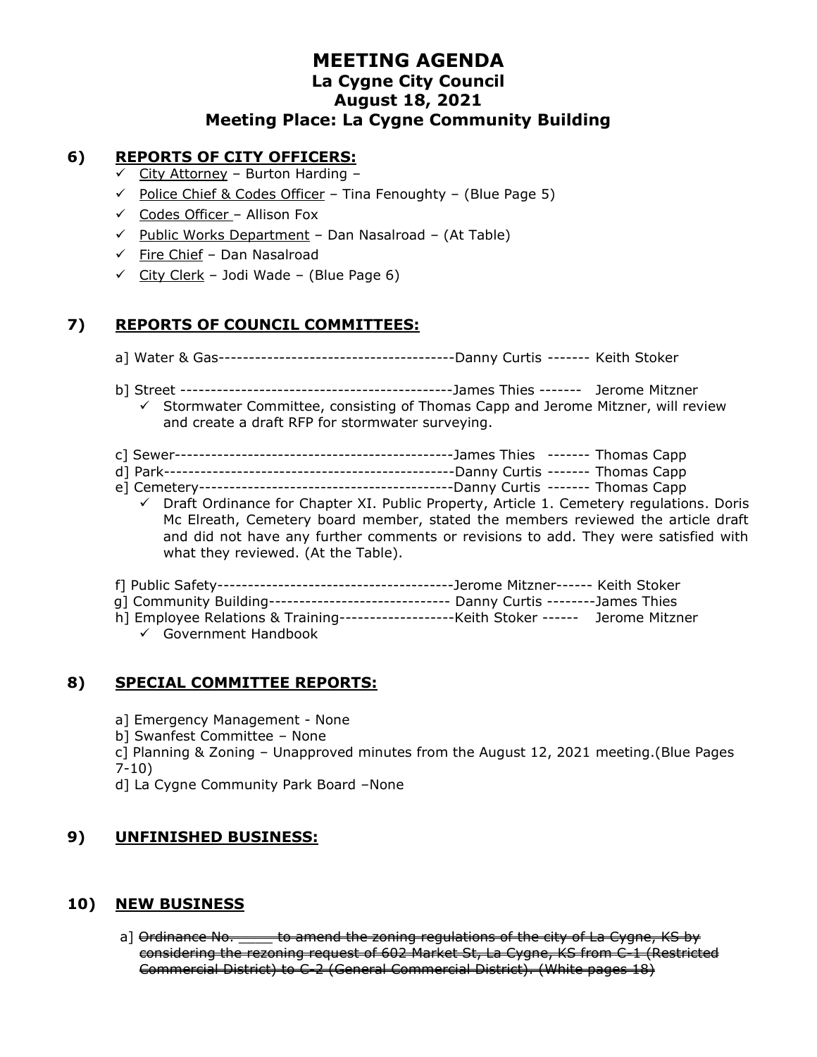# MEETING AGENDA
## La Cygne City Council
## August 18, 2021
## Meeting Place: La Cygne Community Building

## 6) REPORTS OF CITY OFFICERS:

- ✓ City Attorney – Burton Harding –
- ✓ Police Chief & Codes Officer – Tina Fenoughty – (Blue Page 5)
- ✓ Codes Officer – Allison Fox
- ✓ Public Works Department – Dan Nasalroad – (At Table)
- ✓ Fire Chief – Dan Nasalroad
- ✓ City Clerk – Jodi Wade – (Blue Page 6)

## 7) REPORTS OF COUNCIL COMMITTEES:

a] Water & Gas---------------------------------------Danny Curtis ------- Keith Stoker

b] Street --------------------------------------------James Thies ------- Jerome Mitzner

- ✓ Stormwater Committee, consisting of Thomas Capp and Jerome Mitzner, will review and create a draft RFP for stormwater surveying.

c] Sewer----------------------------------------------James Thies ------- Thomas Capp

d] Park------------------------------------------------Danny Curtis ------- Thomas Capp

e] Cemetery------------------------------------------Danny Curtis ------- Thomas Capp

- ✓ Draft Ordinance for Chapter XI. Public Property, Article 1. Cemetery regulations. Doris Mc Elreath, Cemetery board member, stated the members reviewed the article draft and did not have any further comments or revisions to add. They were satisfied with what they reviewed. (At the Table).

f] Public Safety---------------------------------------Jerome Mitzner------ Keith Stoker

g] Community Building------------------------------ Danny Curtis --------James Thies

h] Employee Relations & Training-------------------Keith Stoker ------ Jerome Mitzner

- ✓ Government Handbook

## 8) SPECIAL COMMITTEE REPORTS:

a] Emergency Management - None

b] Swanfest Committee – None

c] Planning & Zoning – Unapproved minutes from the August 12, 2021 meeting.(Blue Pages 7-10)

d] La Cygne Community Park Board –None

## 9) UNFINISHED BUSINESS:

## 10) NEW BUSINESS

a] ~~Ordinance No. ____ to amend the zoning regulations of the city of La Cygne, KS by considering the rezoning request of 602 Market St, La Cygne, KS from C-1 (Restricted Commercial District) to C-2 (General Commercial District). (White pages 18)~~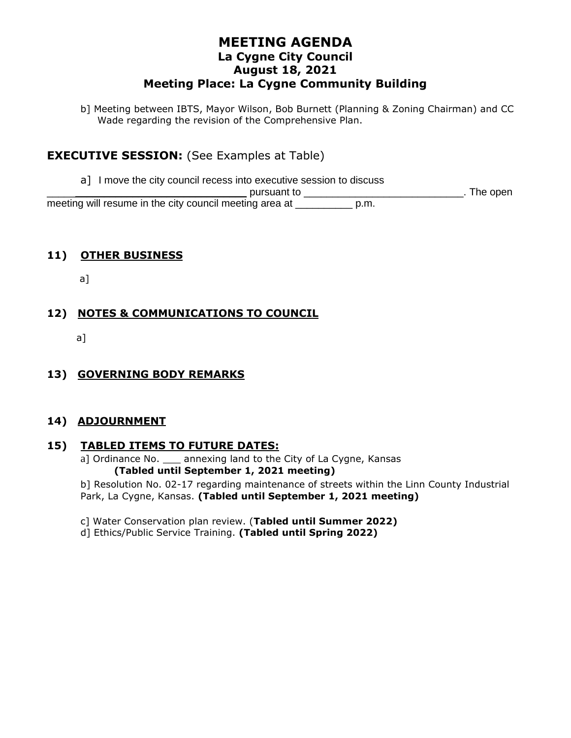# MEETING AGENDA
## La Cygne City Council
## August 18, 2021
## Meeting Place: La Cygne Community Building

b] Meeting between IBTS, Mayor Wilson, Bob Burnett (Planning & Zoning Chairman) and CC Wade regarding the revision of the Comprehensive Plan.

## EXECUTIVE SESSION: (See Examples at Table)

a] I move the city council recess into executive session to discuss _________________________________ pursuant to ___________________________. The open meeting will resume in the city council meeting area at _________ p.m.

## 11) OTHER BUSINESS

a]

## 12) NOTES & COMMUNICATIONS TO COUNCIL

a]

## 13) GOVERNING BODY REMARKS

## 14) ADJOURNMENT

## 15) TABLED ITEMS TO FUTURE DATES:

a] Ordinance No. ___ annexing land to the City of La Cygne, Kansas **(Tabled until September 1, 2021 meeting)**

b] Resolution No. 02-17 regarding maintenance of streets within the Linn County Industrial Park, La Cygne, Kansas. **(Tabled until September 1, 2021 meeting)**

c] Water Conservation plan review. (**Tabled until Summer 2022)**

d] Ethics/Public Service Training. **(Tabled until Spring 2022)**